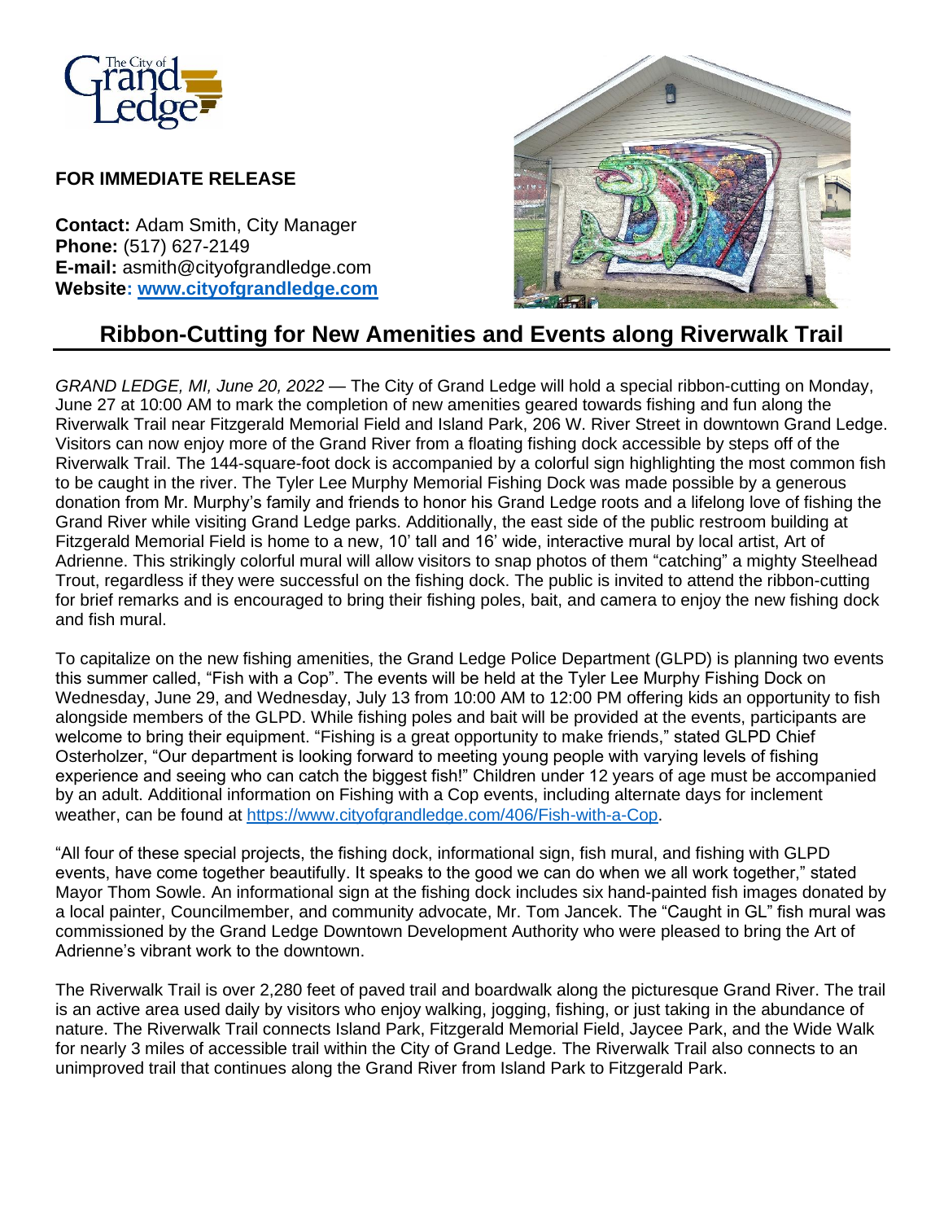**FOR IMMEDIATE RELEASE**

**Contact:** Adam Smith, City Manager
**Phone:** (517) 627-2149
**E-mail:** asmith@cityofgrandledge.com
**Website: [www.cityofgrandledge.com](www.cityofgrandledge.com)**

# Ribbon-Cutting for New Amenities and Events along Riverwalk Trail

*GRAND LEDGE, MI, June 20, 2022* — The City of Grand Ledge will hold a special ribbon-cutting on Monday, June 27 at 10:00 AM to mark the completion of new amenities geared towards fishing and fun along the Riverwalk Trail near Fitzgerald Memorial Field and Island Park, 206 W. River Street in downtown Grand Ledge. Visitors can now enjoy more of the Grand River from a floating fishing dock accessible by steps off of the Riverwalk Trail. The 144-square-foot dock is accompanied by a colorful sign highlighting the most common fish to be caught in the river. The Tyler Lee Murphy Memorial Fishing Dock was made possible by a generous donation from Mr. Murphy's family and friends to honor his Grand Ledge roots and a lifelong love of fishing the Grand River while visiting Grand Ledge parks. Additionally, the east side of the public restroom building at Fitzgerald Memorial Field is home to a new, 10' tall and 16' wide, interactive mural by local artist, Art of Adrienne. This strikingly colorful mural will allow visitors to snap photos of them "catching" a mighty Steelhead Trout, regardless if they were successful on the fishing dock. The public is invited to attend the ribbon-cutting for brief remarks and is encouraged to bring their fishing poles, bait, and camera to enjoy the new fishing dock and fish mural.

To capitalize on the new fishing amenities, the Grand Ledge Police Department (GLPD) is planning two events this summer called, "Fish with a Cop". The events will be held at the Tyler Lee Murphy Fishing Dock on Wednesday, June 29, and Wednesday, July 13 from 10:00 AM to 12:00 PM offering kids an opportunity to fish alongside members of the GLPD. While fishing poles and bait will be provided at the events, participants are welcome to bring their equipment. "Fishing is a great opportunity to make friends," stated GLPD Chief Osterholzer, "Our department is looking forward to meeting young people with varying levels of fishing experience and seeing who can catch the biggest fish!" Children under 12 years of age must be accompanied by an adult. Additional information on Fishing with a Cop events, including alternate days for inclement weather, can be found at [https://www.cityofgrandledge.com/406/Fish-with-a-Cop](https://www.cityofgrandledge.com/406/Fish-with-a-Cop).

"All four of these special projects, the fishing dock, informational sign, fish mural, and fishing with GLPD events, have come together beautifully. It speaks to the good we can do when we all work together," stated Mayor Thom Sowle. An informational sign at the fishing dock includes six hand-painted fish images donated by a local painter, Councilmember, and community advocate, Mr. Tom Jancek. The "Caught in GL" fish mural was commissioned by the Grand Ledge Downtown Development Authority who were pleased to bring the Art of Adrienne's vibrant work to the downtown.

The Riverwalk Trail is over 2,280 feet of paved trail and boardwalk along the picturesque Grand River. The trail is an active area used daily by visitors who enjoy walking, jogging, fishing, or just taking in the abundance of nature. The Riverwalk Trail connects Island Park, Fitzgerald Memorial Field, Jaycee Park, and the Wide Walk for nearly 3 miles of accessible trail within the City of Grand Ledge. The Riverwalk Trail also connects to an unimproved trail that continues along the Grand River from Island Park to Fitzgerald Park.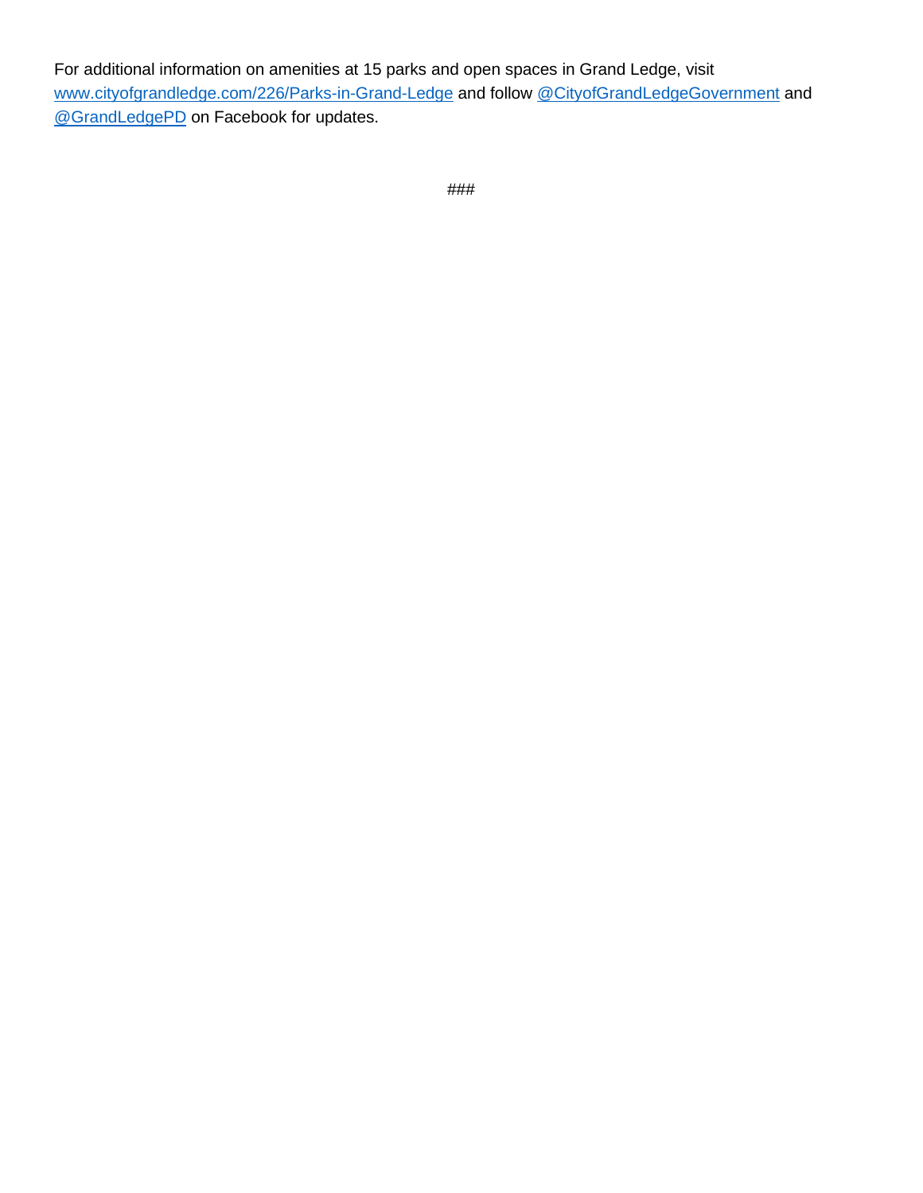For additional information on amenities at 15 parks and open spaces in Grand Ledge, visit [www.cityofgrandledge.com/226/Parks-in-Grand-Ledge](www.cityofgrandledge.com/226/Parks-in-Grand-Ledge) and follow @CityofGrandLedgeGovernment and @GrandLedgePD on Facebook for updates.

###